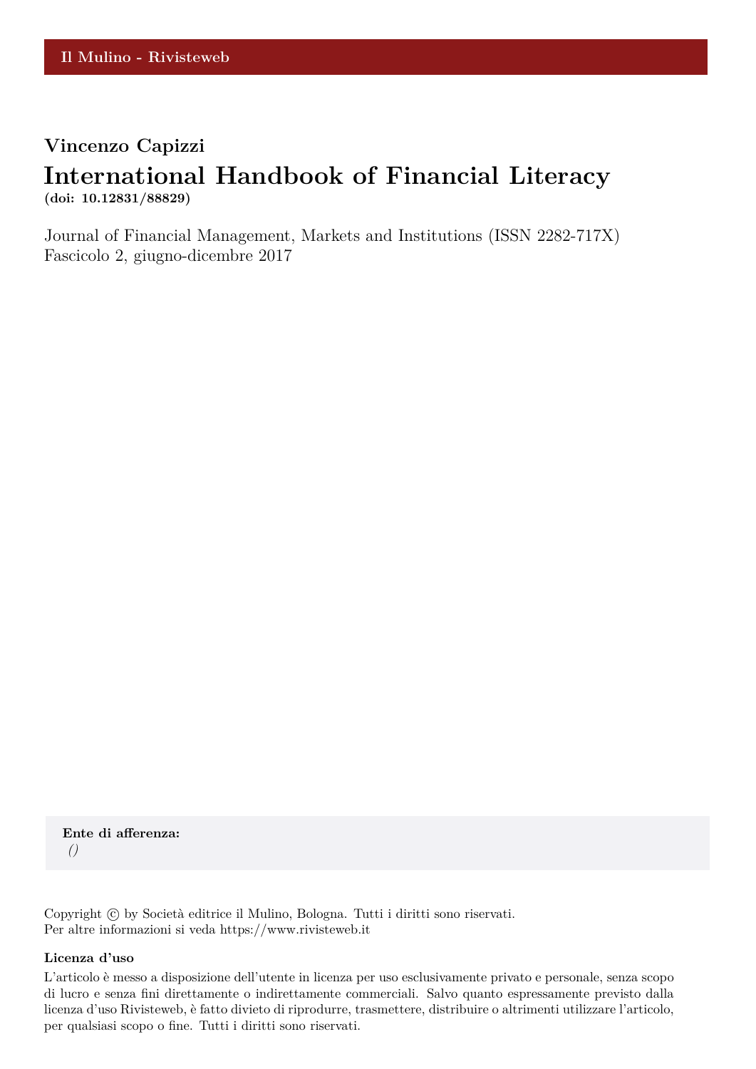Il Mulino - Rivisteweb

**Vincenzo Capizzi**

# International Handbook of Financial Literacy

**(doi: 10.12831/88829)**

Journal of Financial Management, Markets and Institutions (ISSN 2282-717X)
Fascicolo 2, giugno-dicembre 2017

**Ente di afferenza:**
*()*

Copyright © by Società editrice il Mulino, Bologna. Tutti i diritti sono riservati.
Per altre informazioni si veda https://www.rivisteweb.it

**Licenza d'uso**

L'articolo è messo a disposizione dell'utente in licenza per uso esclusivamente privato e personale, senza scopo di lucro e senza fini direttamente o indirettamente commerciali. Salvo quanto espressamente previsto dalla licenza d'uso Rivisteweb, è fatto divieto di riprodurre, trasmettere, distribuire o altrimenti utilizzare l'articolo, per qualsiasi scopo o fine. Tutti i diritti sono riservati.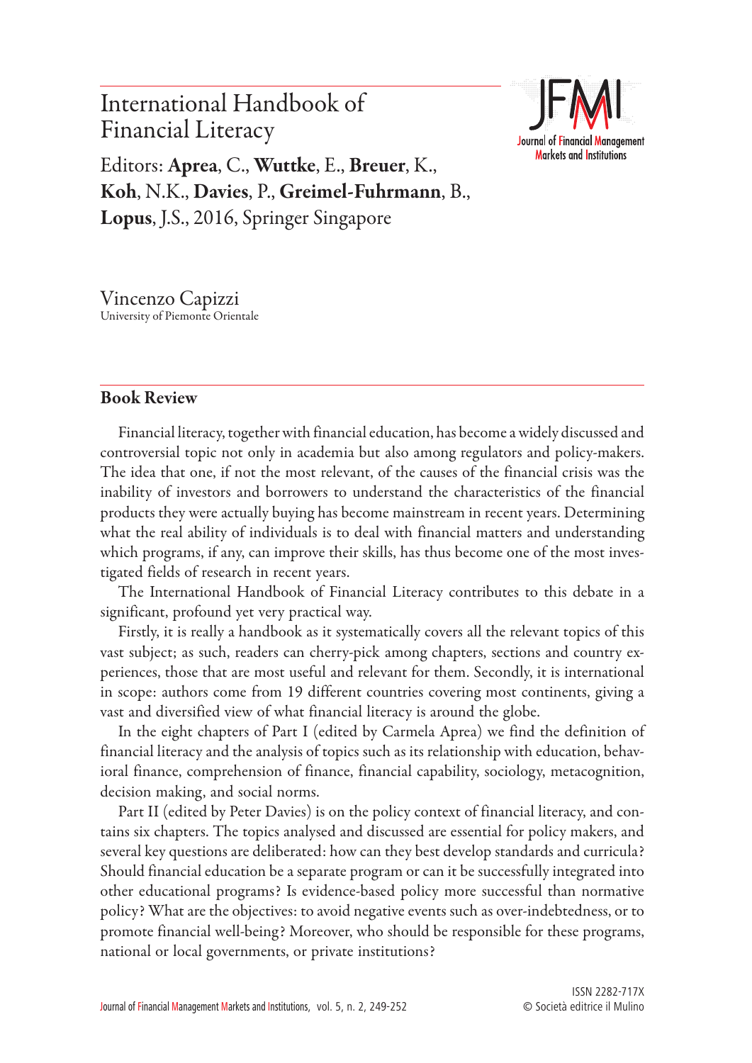# International Handbook of Financial Literacy

Editors: **Aprea**, C., **Wuttke**, E., **Breuer**, K., **Koh**, N.K., **Davies**, P., **Greimel-Fuhrmann**, B., **Lopus**, J.S., 2016, Springer Singapore

Vincenzo Capizzi
University of Piemonte Orientale

## Book Review

Financial literacy, together with financial education, has become a widely discussed and controversial topic not only in academia but also among regulators and policy-makers. The idea that one, if not the most relevant, of the causes of the financial crisis was the inability of investors and borrowers to understand the characteristics of the financial products they were actually buying has become mainstream in recent years. Determining what the real ability of individuals is to deal with financial matters and understanding which programs, if any, can improve their skills, has thus become one of the most investigated fields of research in recent years.

The International Handbook of Financial Literacy contributes to this debate in a significant, profound yet very practical way.

Firstly, it is really a handbook as it systematically covers all the relevant topics of this vast subject; as such, readers can cherry-pick among chapters, sections and country experiences, those that are most useful and relevant for them. Secondly, it is international in scope: authors come from 19 different countries covering most continents, giving a vast and diversified view of what financial literacy is around the globe.

In the eight chapters of Part I (edited by Carmela Aprea) we find the definition of financial literacy and the analysis of topics such as its relationship with education, behavioral finance, comprehension of finance, financial capability, sociology, metacognition, decision making, and social norms.

Part II (edited by Peter Davies) is on the policy context of financial literacy, and contains six chapters. The topics analysed and discussed are essential for policy makers, and several key questions are deliberated: how can they best develop standards and curricula? Should financial education be a separate program or can it be successfully integrated into other educational programs? Is evidence-based policy more successful than normative policy? What are the objectives: to avoid negative events such as over-indebtedness, or to promote financial well-being? Moreover, who should be responsible for these programs, national or local governments, or private institutions?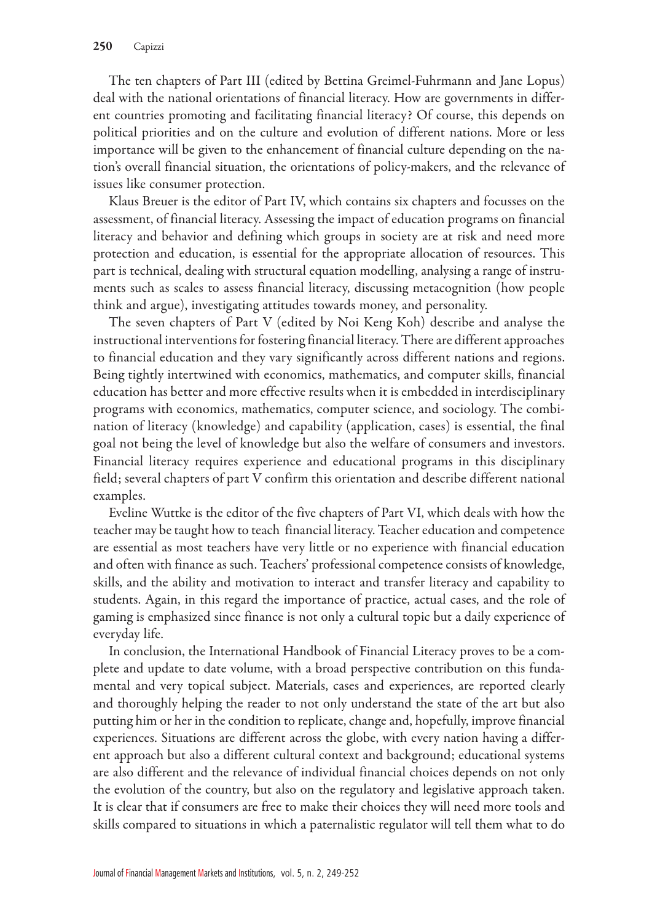The ten chapters of Part III (edited by Bettina Greimel-Fuhrmann and Jane Lopus) deal with the national orientations of financial literacy. How are governments in different countries promoting and facilitating financial literacy? Of course, this depends on political priorities and on the culture and evolution of different nations. More or less importance will be given to the enhancement of financial culture depending on the nation's overall financial situation, the orientations of policy-makers, and the relevance of issues like consumer protection.

Klaus Breuer is the editor of Part IV, which contains six chapters and focusses on the assessment, of financial literacy. Assessing the impact of education programs on financial literacy and behavior and defining which groups in society are at risk and need more protection and education, is essential for the appropriate allocation of resources. This part is technical, dealing with structural equation modelling, analysing a range of instruments such as scales to assess financial literacy, discussing metacognition (how people think and argue), investigating attitudes towards money, and personality.

The seven chapters of Part V (edited by Noi Keng Koh) describe and analyse the instructional interventions for fostering financial literacy. There are different approaches to financial education and they vary significantly across different nations and regions. Being tightly intertwined with economics, mathematics, and computer skills, financial education has better and more effective results when it is embedded in interdisciplinary programs with economics, mathematics, computer science, and sociology. The combination of literacy (knowledge) and capability (application, cases) is essential, the final goal not being the level of knowledge but also the welfare of consumers and investors. Financial literacy requires experience and educational programs in this disciplinary field; several chapters of part V confirm this orientation and describe different national examples.

Eveline Wuttke is the editor of the five chapters of Part VI, which deals with how the teacher may be taught how to teach financial literacy. Teacher education and competence are essential as most teachers have very little or no experience with financial education and often with finance as such. Teachers' professional competence consists of knowledge, skills, and the ability and motivation to interact and transfer literacy and capability to students. Again, in this regard the importance of practice, actual cases, and the role of gaming is emphasized since finance is not only a cultural topic but a daily experience of everyday life.

In conclusion, the International Handbook of Financial Literacy proves to be a complete and update to date volume, with a broad perspective contribution on this fundamental and very topical subject. Materials, cases and experiences, are reported clearly and thoroughly helping the reader to not only understand the state of the art but also putting him or her in the condition to replicate, change and, hopefully, improve financial experiences. Situations are different across the globe, with every nation having a different approach but also a different cultural context and background; educational systems are also different and the relevance of individual financial choices depends on not only the evolution of the country, but also on the regulatory and legislative approach taken. It is clear that if consumers are free to make their choices they will need more tools and skills compared to situations in which a paternalistic regulator will tell them what to do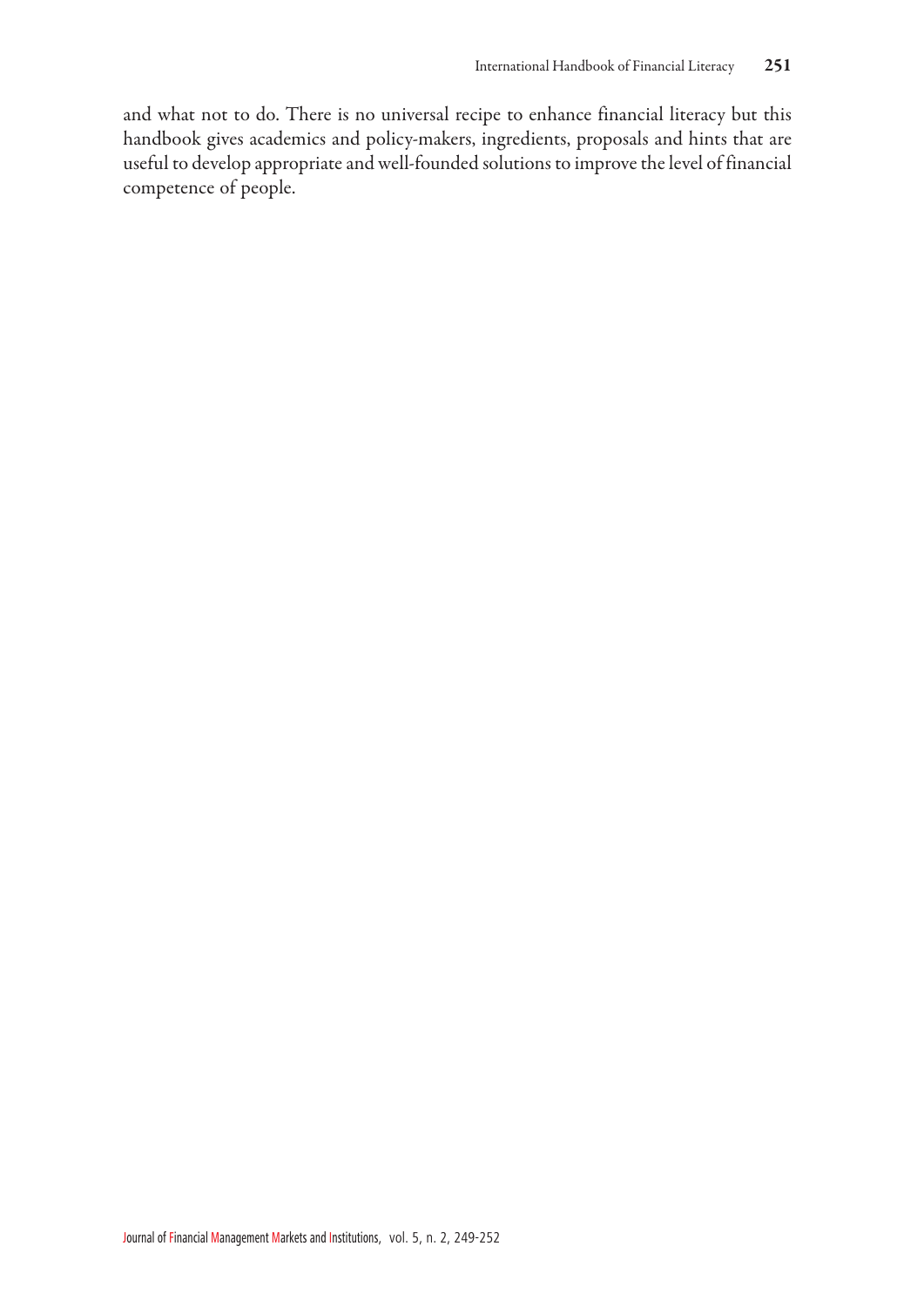and what not to do. There is no universal recipe to enhance financial literacy but this handbook gives academics and policy-makers, ingredients, proposals and hints that are useful to develop appropriate and well-founded solutions to improve the level of financial competence of people.